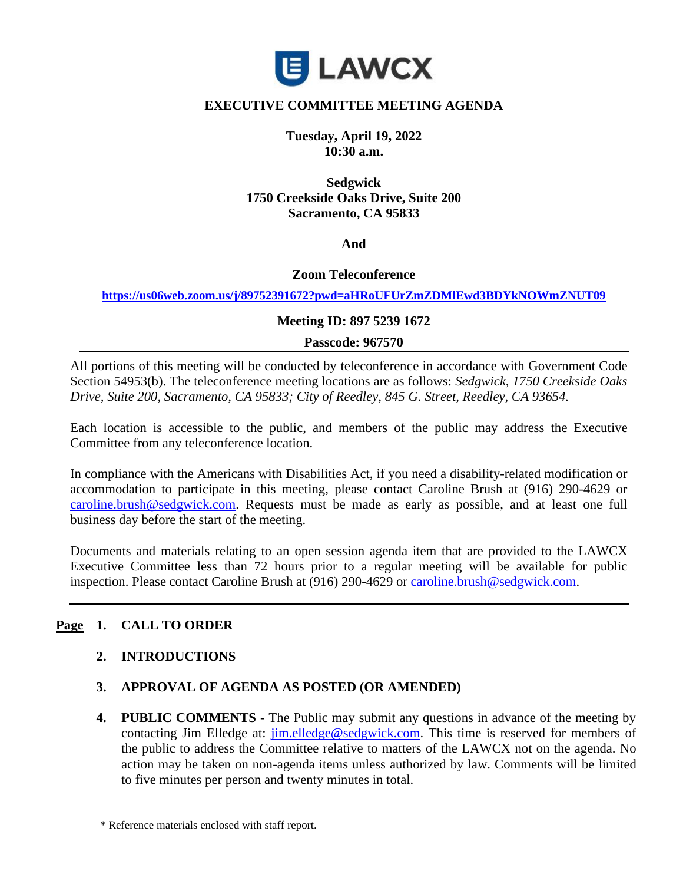LAWCX

# EXECUTIVE COMMITTEE MEETING AGENDA

**Tuesday, April 19, 2022**
**10:30 a.m.**

**Sedgwick**
**1750 Creekside Oaks Drive, Suite 200**
**Sacramento, CA 95833**

**And**

**Zoom Teleconference**

**https://us06web.zoom.us/j/89752391672?pwd=aHRoUFUrZmZDMlEwd3BDYkNOWmZNUT09**

**Meeting ID: 897 5239 1672**

**Passcode: 967570**

---

All portions of this meeting will be conducted by teleconference in accordance with Government Code Section 54953(b). The teleconference meeting locations are as follows: *Sedgwick, 1750 Creekside Oaks Drive, Suite 200, Sacramento, CA 95833; City of Reedley, 845 G. Street, Reedley, CA 93654.*

Each location is accessible to the public, and members of the public may address the Executive Committee from any teleconference location.

In compliance with the Americans with Disabilities Act, if you need a disability-related modification or accommodation to participate in this meeting, please contact Caroline Brush at (916) 290-4629 or caroline.brush@sedgwick.com. Requests must be made as early as possible, and at least one full business day before the start of the meeting.

Documents and materials relating to an open session agenda item that are provided to the LAWCX Executive Committee less than 72 hours prior to a regular meeting will be available for public inspection. Please contact Caroline Brush at (916) 290-4629 or caroline.brush@sedgwick.com.

---

**Page**

1. **CALL TO ORDER**

2. **INTRODUCTIONS**

3. **APPROVAL OF AGENDA AS POSTED (OR AMENDED)**

4. **PUBLIC COMMENTS** - The Public may submit any questions in advance of the meeting by contacting Jim Elledge at: jim.elledge@sedgwick.com. This time is reserved for members of the public to address the Committee relative to matters of the LAWCX not on the agenda. No action may be taken on non-agenda items unless authorized by law. Comments will be limited to five minutes per person and twenty minutes in total.

\* Reference materials enclosed with staff report.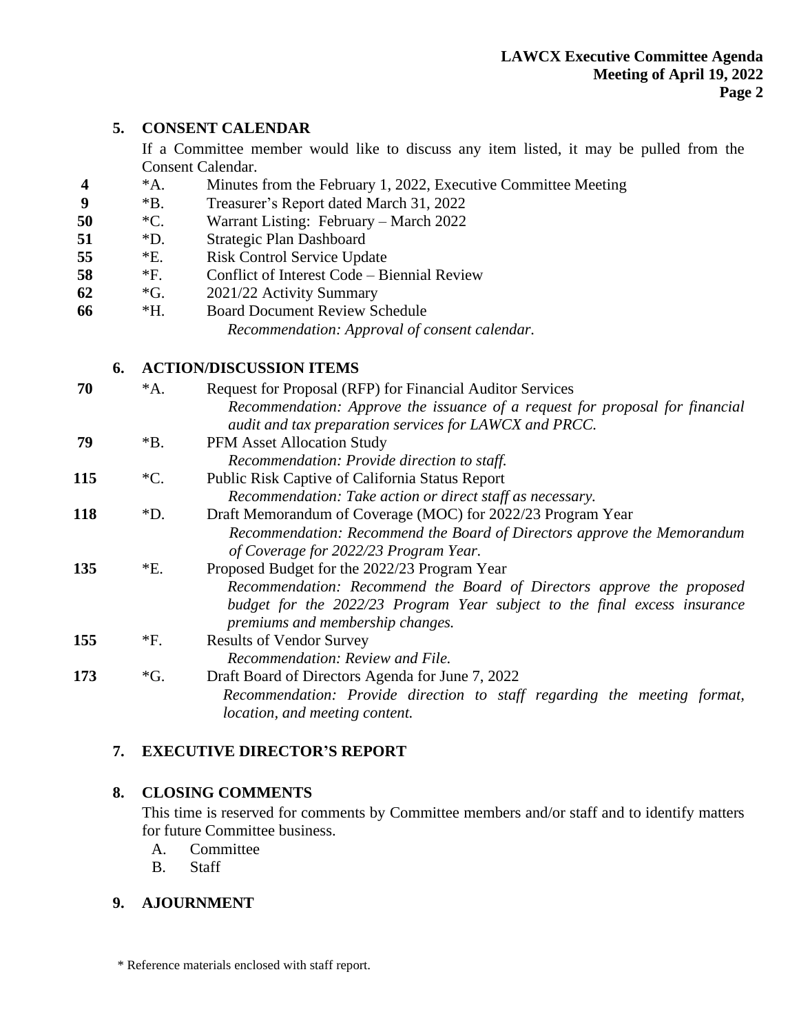## 5. CONSENT CALENDAR

If a Committee member would like to discuss any item listed, it may be pulled from the Consent Calendar.

| Page | Item | Description |
|---|---|---|
| 4 | *A. | Minutes from the February 1, 2022, Executive Committee Meeting |
| 9 | *B. | Treasurer's Report dated March 31, 2022 |
| 50 | *C. | Warrant Listing: February – March 2022 |
| 51 | *D. | Strategic Plan Dashboard |
| 55 | *E. | Risk Control Service Update |
| 58 | *F. | Conflict of Interest Code – Biennial Review |
| 62 | *G. | 2021/22 Activity Summary |
| 66 | *H. | Board Document Review Schedule |

*Recommendation: Approval of consent calendar.*

## 6. ACTION/DISCUSSION ITEMS

**70** *A. Request for Proposal (RFP) for Financial Auditor Services
*Recommendation: Approve the issuance of a request for proposal for financial audit and tax preparation services for LAWCX and PRCC.*

**79** *B. PFM Asset Allocation Study
*Recommendation: Provide direction to staff.*

**115** *C. Public Risk Captive of California Status Report
*Recommendation: Take action or direct staff as necessary.*

**118** *D. Draft Memorandum of Coverage (MOC) for 2022/23 Program Year
*Recommendation: Recommend the Board of Directors approve the Memorandum of Coverage for 2022/23 Program Year.*

**135** *E. Proposed Budget for the 2022/23 Program Year
*Recommendation: Recommend the Board of Directors approve the proposed budget for the 2022/23 Program Year subject to the final excess insurance premiums and membership changes.*

**155** *F. Results of Vendor Survey
*Recommendation: Review and File.*

**173** *G. Draft Board of Directors Agenda for June 7, 2022
*Recommendation: Provide direction to staff regarding the meeting format, location, and meeting content.*

## 7. EXECUTIVE DIRECTOR'S REPORT

## 8. CLOSING COMMENTS

This time is reserved for comments by Committee members and/or staff and to identify matters for future Committee business.

A. Committee
B. Staff

## 9. AJOURNMENT

* Reference materials enclosed with staff report.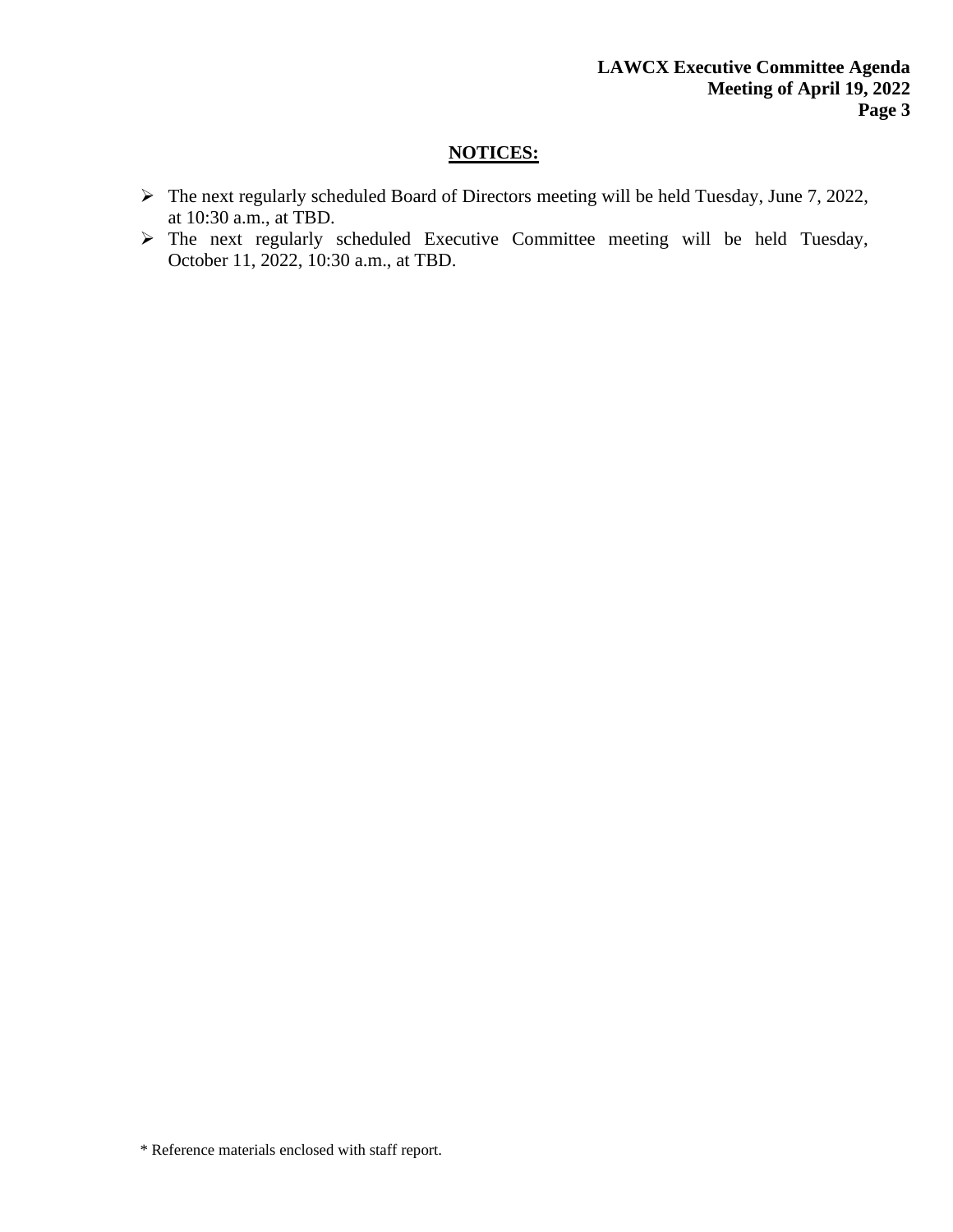## NOTICES:

- The next regularly scheduled Board of Directors meeting will be held Tuesday, June 7, 2022, at 10:30 a.m., at TBD.
- The next regularly scheduled Executive Committee meeting will be held Tuesday, October 11, 2022, 10:30 a.m., at TBD.

* Reference materials enclosed with staff report.